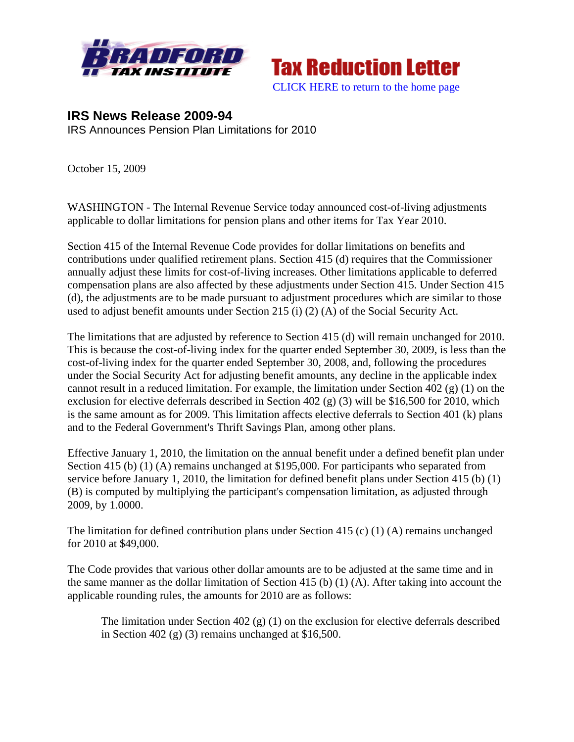Bradford Tax Institute — **Tax Reduction Letter**

CLICK HERE to return to the home page

## IRS News Release 2009-94

IRS Announces Pension Plan Limitations for 2010

October 15, 2009

WASHINGTON - The Internal Revenue Service today announced cost-of-living adjustments applicable to dollar limitations for pension plans and other items for Tax Year 2010.

Section 415 of the Internal Revenue Code provides for dollar limitations on benefits and contributions under qualified retirement plans. Section 415 (d) requires that the Commissioner annually adjust these limits for cost-of-living increases. Other limitations applicable to deferred compensation plans are also affected by these adjustments under Section 415. Under Section 415 (d), the adjustments are to be made pursuant to adjustment procedures which are similar to those used to adjust benefit amounts under Section 215 (i) (2) (A) of the Social Security Act.

The limitations that are adjusted by reference to Section 415 (d) will remain unchanged for 2010. This is because the cost-of-living index for the quarter ended September 30, 2009, is less than the cost-of-living index for the quarter ended September 30, 2008, and, following the procedures under the Social Security Act for adjusting benefit amounts, any decline in the applicable index cannot result in a reduced limitation. For example, the limitation under Section 402 (g) (1) on the exclusion for elective deferrals described in Section 402 (g) (3) will be $16,500 for 2010, which is the same amount as for 2009. This limitation affects elective deferrals to Section 401 (k) plans and to the Federal Government's Thrift Savings Plan, among other plans.

Effective January 1, 2010, the limitation on the annual benefit under a defined benefit plan under Section 415 (b) (1) (A) remains unchanged at $195,000. For participants who separated from service before January 1, 2010, the limitation for defined benefit plans under Section 415 (b) (1) (B) is computed by multiplying the participant's compensation limitation, as adjusted through 2009, by 1.0000.

The limitation for defined contribution plans under Section 415 (c) (1) (A) remains unchanged for 2010 at $49,000.

The Code provides that various other dollar amounts are to be adjusted at the same time and in the same manner as the dollar limitation of Section 415 (b) (1) (A). After taking into account the applicable rounding rules, the amounts for 2010 are as follows:

> The limitation under Section 402 (g) (1) on the exclusion for elective deferrals described in Section 402 (g) (3) remains unchanged at $16,500.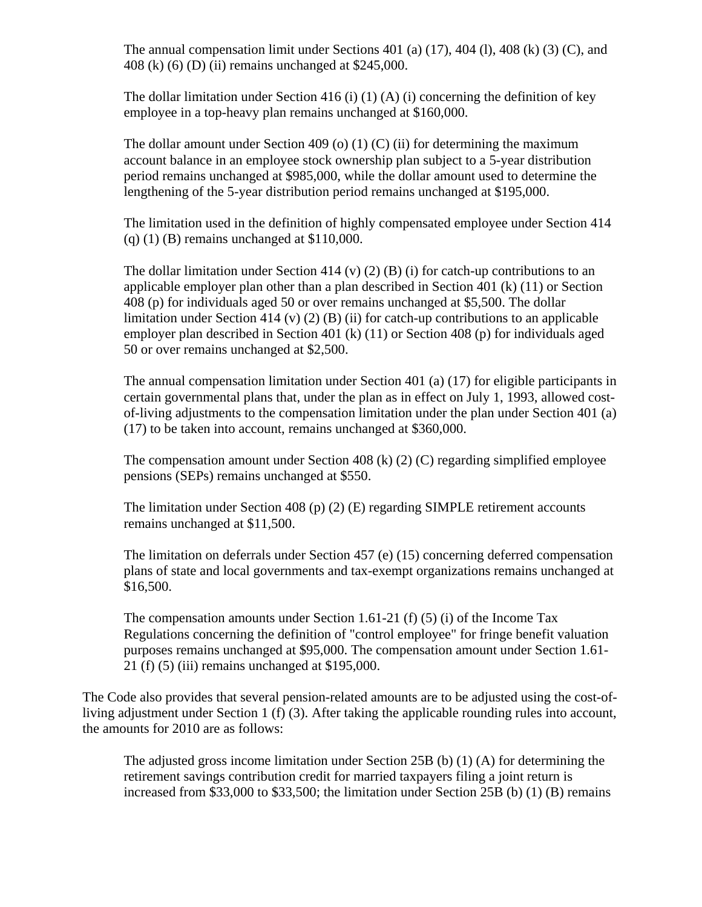The annual compensation limit under Sections 401 (a) (17), 404 (l), 408 (k) (3) (C), and 408 (k) (6) (D) (ii) remains unchanged at $245,000.

The dollar limitation under Section 416 (i) (1) (A) (i) concerning the definition of key employee in a top-heavy plan remains unchanged at $160,000.

The dollar amount under Section 409 (o) (1) (C) (ii) for determining the maximum account balance in an employee stock ownership plan subject to a 5-year distribution period remains unchanged at $985,000, while the dollar amount used to determine the lengthening of the 5-year distribution period remains unchanged at $195,000.

The limitation used in the definition of highly compensated employee under Section 414 (q) (1) (B) remains unchanged at $110,000.

The dollar limitation under Section 414 (v) (2) (B) (i) for catch-up contributions to an applicable employer plan other than a plan described in Section 401 (k) (11) or Section 408 (p) for individuals aged 50 or over remains unchanged at $5,500. The dollar limitation under Section 414 (v) (2) (B) (ii) for catch-up contributions to an applicable employer plan described in Section 401 (k) (11) or Section 408 (p) for individuals aged 50 or over remains unchanged at $2,500.

The annual compensation limitation under Section 401 (a) (17) for eligible participants in certain governmental plans that, under the plan as in effect on July 1, 1993, allowed cost-of-living adjustments to the compensation limitation under the plan under Section 401 (a) (17) to be taken into account, remains unchanged at $360,000.

The compensation amount under Section 408 (k) (2) (C) regarding simplified employee pensions (SEPs) remains unchanged at $550.

The limitation under Section 408 (p) (2) (E) regarding SIMPLE retirement accounts remains unchanged at $11,500.

The limitation on deferrals under Section 457 (e) (15) concerning deferred compensation plans of state and local governments and tax-exempt organizations remains unchanged at $16,500.

The compensation amounts under Section 1.61-21 (f) (5) (i) of the Income Tax Regulations concerning the definition of "control employee" for fringe benefit valuation purposes remains unchanged at $95,000. The compensation amount under Section 1.61-21 (f) (5) (iii) remains unchanged at $195,000.

The Code also provides that several pension-related amounts are to be adjusted using the cost-of-living adjustment under Section 1 (f) (3). After taking the applicable rounding rules into account, the amounts for 2010 are as follows:

The adjusted gross income limitation under Section 25B (b) (1) (A) for determining the retirement savings contribution credit for married taxpayers filing a joint return is increased from $33,000 to $33,500; the limitation under Section 25B (b) (1) (B) remains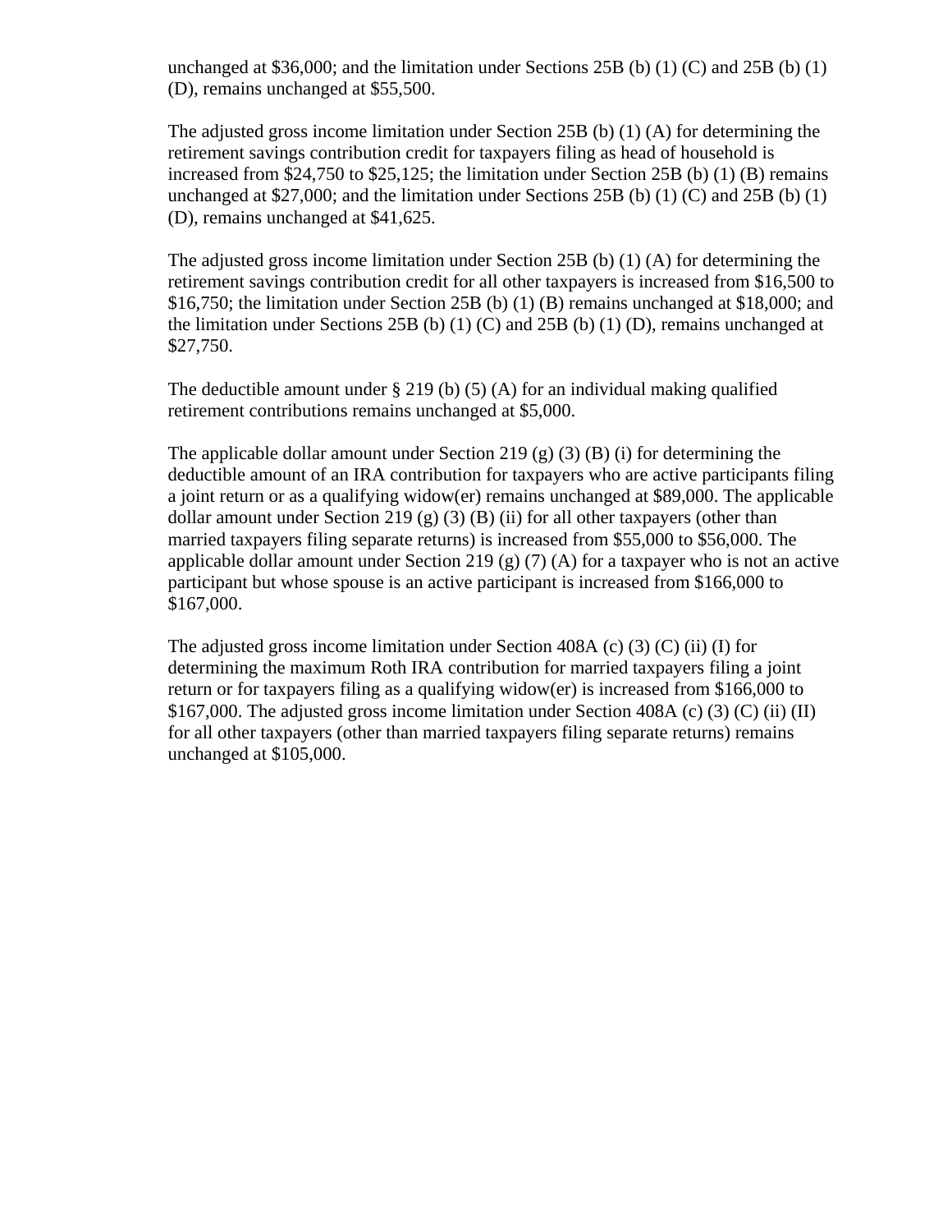unchanged at $36,000; and the limitation under Sections 25B (b) (1) (C) and 25B (b) (1) (D), remains unchanged at $55,500.

The adjusted gross income limitation under Section 25B (b) (1) (A) for determining the retirement savings contribution credit for taxpayers filing as head of household is increased from $24,750 to $25,125; the limitation under Section 25B (b) (1) (B) remains unchanged at $27,000; and the limitation under Sections 25B (b) (1) (C) and 25B (b) (1) (D), remains unchanged at $41,625.

The adjusted gross income limitation under Section 25B (b) (1) (A) for determining the retirement savings contribution credit for all other taxpayers is increased from $16,500 to $16,750; the limitation under Section 25B (b) (1) (B) remains unchanged at $18,000; and the limitation under Sections 25B (b) (1) (C) and 25B (b) (1) (D), remains unchanged at $27,750.

The deductible amount under § 219 (b) (5) (A) for an individual making qualified retirement contributions remains unchanged at $5,000.

The applicable dollar amount under Section 219 (g) (3) (B) (i) for determining the deductible amount of an IRA contribution for taxpayers who are active participants filing a joint return or as a qualifying widow(er) remains unchanged at $89,000. The applicable dollar amount under Section 219 (g) (3) (B) (ii) for all other taxpayers (other than married taxpayers filing separate returns) is increased from $55,000 to $56,000. The applicable dollar amount under Section 219 (g) (7) (A) for a taxpayer who is not an active participant but whose spouse is an active participant is increased from $166,000 to $167,000.

The adjusted gross income limitation under Section 408A (c) (3) (C) (ii) (I) for determining the maximum Roth IRA contribution for married taxpayers filing a joint return or for taxpayers filing as a qualifying widow(er) is increased from $166,000 to $167,000. The adjusted gross income limitation under Section 408A (c) (3) (C) (ii) (II) for all other taxpayers (other than married taxpayers filing separate returns) remains unchanged at $105,000.